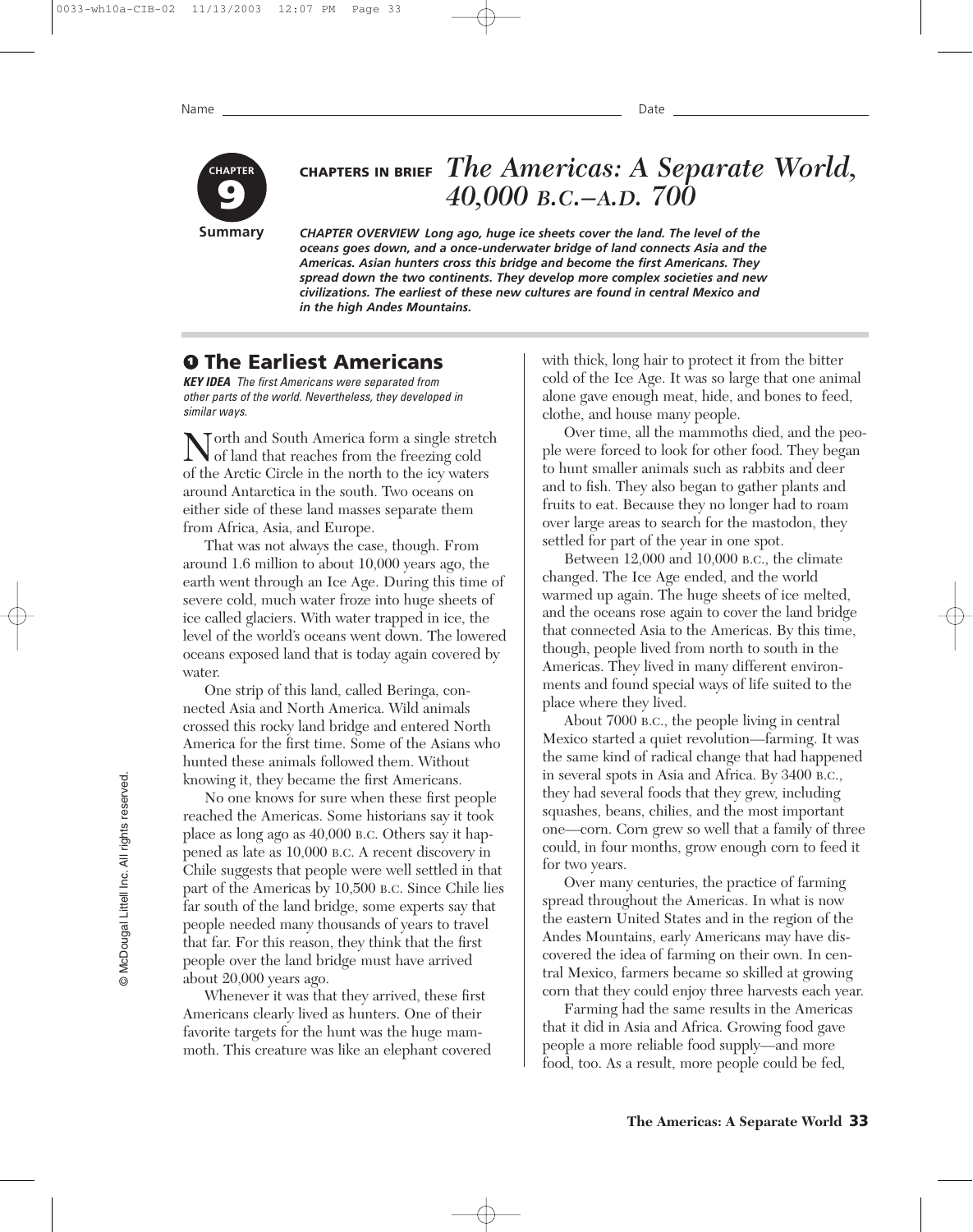Name ______________________ Date ______________________

CHAPTER 9

Summary

# CHAPTERS IN BRIEF *The Americas: A Separate World, 40,000 B.C.–A.D. 700*

***CHAPTER OVERVIEW** Long ago, huge ice sheets cover the land. The level of the oceans goes down, and a once-underwater bridge of land connects Asia and the Americas. Asian hunters cross this bridge and become the first Americans. They spread down the two continents. They develop more complex societies and new civilizations. The earliest of these new cultures are found in central Mexico and in the high Andes Mountains.*

## 1 The Earliest Americans

***KEY IDEA** The first Americans were separated from other parts of the world. Nevertheless, they developed in similar ways.*

North and South America form a single stretch of land that reaches from the freezing cold of the Arctic Circle in the north to the icy waters around Antarctica in the south. Two oceans on either side of these land masses separate them from Africa, Asia, and Europe.

That was not always the case, though. From around 1.6 million to about 10,000 years ago, the earth went through an Ice Age. During this time of severe cold, much water froze into huge sheets of ice called glaciers. With water trapped in ice, the level of the world's oceans went down. The lowered oceans exposed land that is today again covered by water.

One strip of this land, called Beringa, connected Asia and North America. Wild animals crossed this rocky land bridge and entered North America for the first time. Some of the Asians who hunted these animals followed them. Without knowing it, they became the first Americans.

No one knows for sure when these first people reached the Americas. Some historians say it took place as long ago as 40,000 B.C. Others say it happened as late as 10,000 B.C. A recent discovery in Chile suggests that people were well settled in that part of the Americas by 10,500 B.C. Since Chile lies far south of the land bridge, some experts say that people needed many thousands of years to travel that far. For this reason, they think that the first people over the land bridge must have arrived about 20,000 years ago.

Whenever it was that they arrived, these first Americans clearly lived as hunters. One of their favorite targets for the hunt was the huge mammoth. This creature was like an elephant covered with thick, long hair to protect it from the bitter cold of the Ice Age. It was so large that one animal alone gave enough meat, hide, and bones to feed, clothe, and house many people.

Over time, all the mammoths died, and the people were forced to look for other food. They began to hunt smaller animals such as rabbits and deer and to fish. They also began to gather plants and fruits to eat. Because they no longer had to roam over large areas to search for the mastodon, they settled for part of the year in one spot.

Between 12,000 and 10,000 B.C., the climate changed. The Ice Age ended, and the world warmed up again. The huge sheets of ice melted, and the oceans rose again to cover the land bridge that connected Asia to the Americas. By this time, though, people lived from north to south in the Americas. They lived in many different environments and found special ways of life suited to the place where they lived.

About 7000 B.C., the people living in central Mexico started a quiet revolution—farming. It was the same kind of radical change that had happened in several spots in Asia and Africa. By 3400 B.C., they had several foods that they grew, including squashes, beans, chilies, and the most important one—corn. Corn grew so well that a family of three could, in four months, grow enough corn to feed it for two years.

Over many centuries, the practice of farming spread throughout the Americas. In what is now the eastern United States and in the region of the Andes Mountains, early Americans may have discovered the idea of farming on their own. In central Mexico, farmers became so skilled at growing corn that they could enjoy three harvests each year.

Farming had the same results in the Americas that it did in Asia and Africa. Growing food gave people a more reliable food supply—and more food, too. As a result, more people could be fed,

© McDougal Littell Inc. All rights reserved.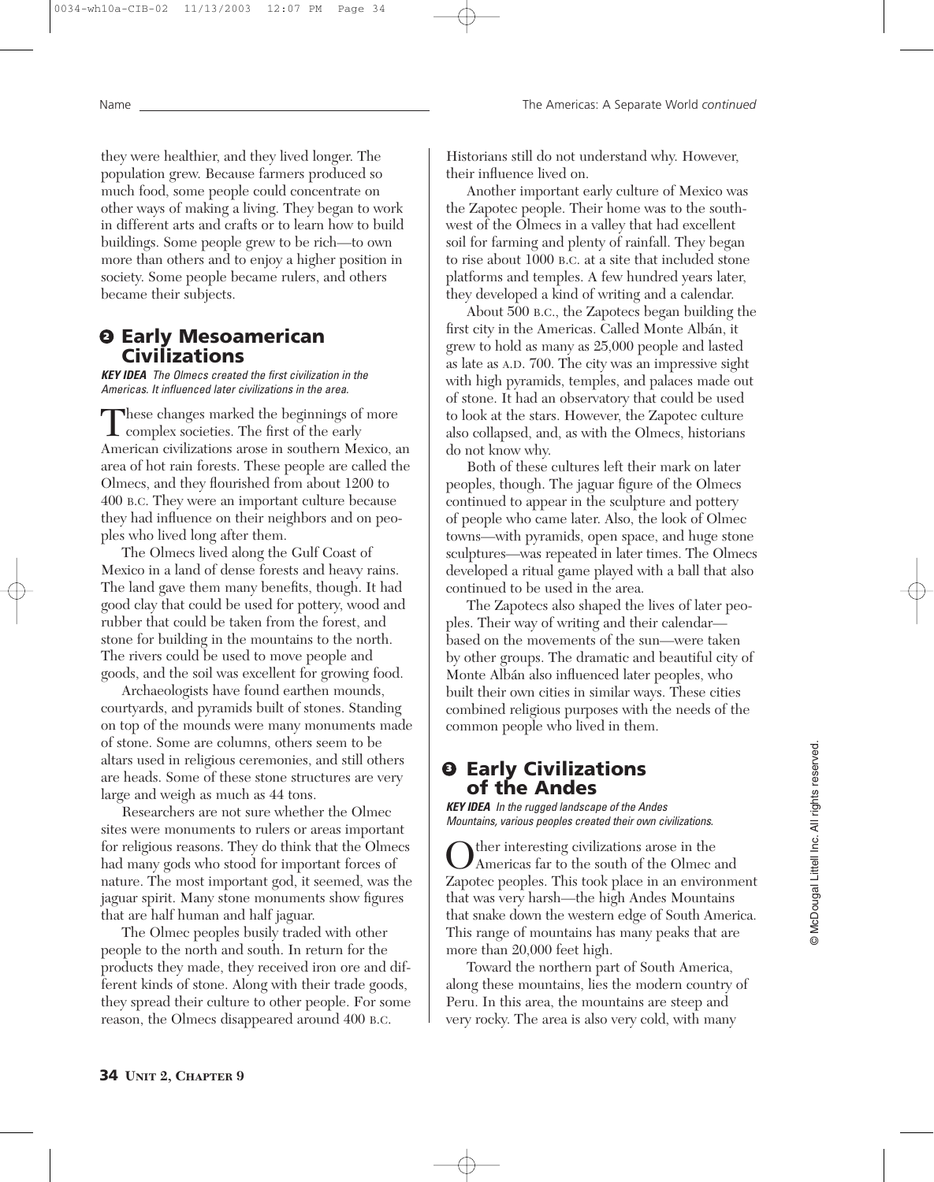they were healthier, and they lived longer. The population grew. Because farmers produced so much food, some people could concentrate on other ways of making a living. They began to work in different arts and crafts or to learn how to build buildings. Some people grew to be rich—to own more than others and to enjoy a higher position in society. Some people became rulers, and others became their subjects.

## 2 Early Mesoamerican Civilizations

***KEY IDEA*** *The Olmecs created the first civilization in the Americas. It influenced later civilizations in the area.*

These changes marked the beginnings of more complex societies. The first of the early American civilizations arose in southern Mexico, an area of hot rain forests. These people are called the Olmecs, and they flourished from about 1200 to 400 B.C. They were an important culture because they had influence on their neighbors and on peoples who lived long after them.

The Olmecs lived along the Gulf Coast of Mexico in a land of dense forests and heavy rains. The land gave them many benefits, though. It had good clay that could be used for pottery, wood and rubber that could be taken from the forest, and stone for building in the mountains to the north. The rivers could be used to move people and goods, and the soil was excellent for growing food.

Archaeologists have found earthen mounds, courtyards, and pyramids built of stones. Standing on top of the mounds were many monuments made of stone. Some are columns, others seem to be altars used in religious ceremonies, and still others are heads. Some of these stone structures are very large and weigh as much as 44 tons.

Researchers are not sure whether the Olmec sites were monuments to rulers or areas important for religious reasons. They do think that the Olmecs had many gods who stood for important forces of nature. The most important god, it seemed, was the jaguar spirit. Many stone monuments show figures that are half human and half jaguar.

The Olmec peoples busily traded with other people to the north and south. In return for the products they made, they received iron ore and different kinds of stone. Along with their trade goods, they spread their culture to other people. For some reason, the Olmecs disappeared around 400 B.C. Historians still do not understand why. However, their influence lived on.

Another important early culture of Mexico was the Zapotec people. Their home was to the southwest of the Olmecs in a valley that had excellent soil for farming and plenty of rainfall. They began to rise about 1000 B.C. at a site that included stone platforms and temples. A few hundred years later, they developed a kind of writing and a calendar.

About 500 B.C., the Zapotecs began building the first city in the Americas. Called Monte Albán, it grew to hold as many as 25,000 people and lasted as late as A.D. 700. The city was an impressive sight with high pyramids, temples, and palaces made out of stone. It had an observatory that could be used to look at the stars. However, the Zapotec culture also collapsed, and, as with the Olmecs, historians do not know why.

Both of these cultures left their mark on later peoples, though. The jaguar figure of the Olmecs continued to appear in the sculpture and pottery of people who came later. Also, the look of Olmec towns—with pyramids, open space, and huge stone sculptures—was repeated in later times. The Olmecs developed a ritual game played with a ball that also continued to be used in the area.

The Zapotecs also shaped the lives of later peoples. Their way of writing and their calendar—based on the movements of the sun—were taken by other groups. The dramatic and beautiful city of Monte Albán also influenced later peoples, who built their own cities in similar ways. These cities combined religious purposes with the needs of the common people who lived in them.

## 3 Early Civilizations of the Andes

***KEY IDEA*** *In the rugged landscape of the Andes Mountains, various peoples created their own civilizations.*

Other interesting civilizations arose in the Americas far to the south of the Olmec and Zapotec peoples. This took place in an environment that was very harsh—the high Andes Mountains that snake down the western edge of South America. This range of mountains has many peaks that are more than 20,000 feet high.

Toward the northern part of South America, along these mountains, lies the modern country of Peru. In this area, the mountains are steep and very rocky. The area is also very cold, with many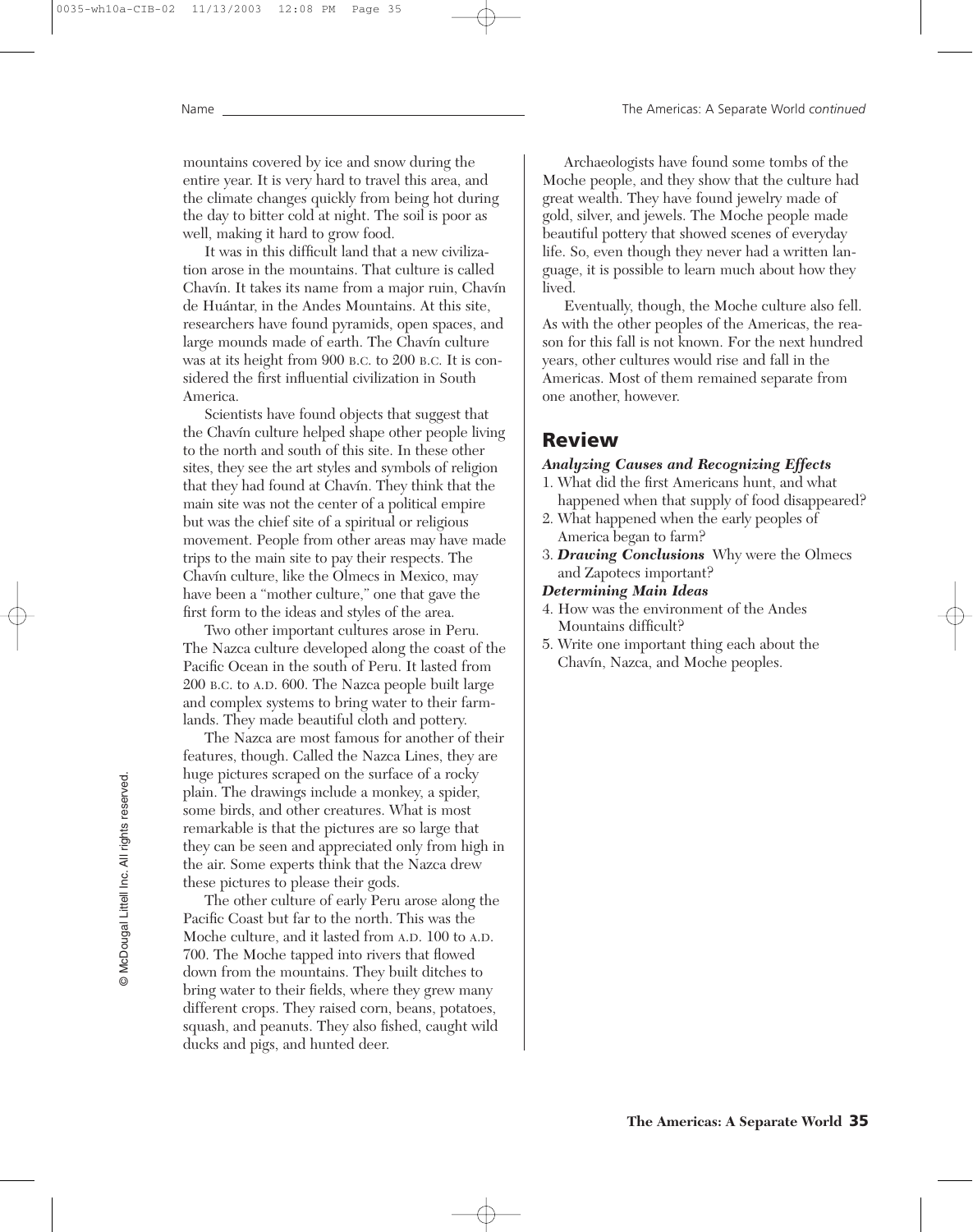mountains covered by ice and snow during the entire year. It is very hard to travel this area, and the climate changes quickly from being hot during the day to bitter cold at night. The soil is poor as well, making it hard to grow food.

It was in this difficult land that a new civilization arose in the mountains. That culture is called Chavín. It takes its name from a major ruin, Chavín de Huántar, in the Andes Mountains. At this site, researchers have found pyramids, open spaces, and large mounds made of earth. The Chavín culture was at its height from 900 B.C. to 200 B.C. It is considered the first influential civilization in South America.

Scientists have found objects that suggest that the Chavín culture helped shape other people living to the north and south of this site. In these other sites, they see the art styles and symbols of religion that they had found at Chavín. They think that the main site was not the center of a political empire but was the chief site of a spiritual or religious movement. People from other areas may have made trips to the main site to pay their respects. The Chavín culture, like the Olmecs in Mexico, may have been a "mother culture," one that gave the first form to the ideas and styles of the area.

Two other important cultures arose in Peru. The Nazca culture developed along the coast of the Pacific Ocean in the south of Peru. It lasted from 200 B.C. to A.D. 600. The Nazca people built large and complex systems to bring water to their farmlands. They made beautiful cloth and pottery.

The Nazca are most famous for another of their features, though. Called the Nazca Lines, they are huge pictures scraped on the surface of a rocky plain. The drawings include a monkey, a spider, some birds, and other creatures. What is most remarkable is that the pictures are so large that they can be seen and appreciated only from high in the air. Some experts think that the Nazca drew these pictures to please their gods.

The other culture of early Peru arose along the Pacific Coast but far to the north. This was the Moche culture, and it lasted from A.D. 100 to A.D. 700. The Moche tapped into rivers that flowed down from the mountains. They built ditches to bring water to their fields, where they grew many different crops. They raised corn, beans, potatoes, squash, and peanuts. They also fished, caught wild ducks and pigs, and hunted deer.

Archaeologists have found some tombs of the Moche people, and they show that the culture had great wealth. They have found jewelry made of gold, silver, and jewels. The Moche people made beautiful pottery that showed scenes of everyday life. So, even though they never had a written language, it is possible to learn much about how they lived.

Eventually, though, the Moche culture also fell. As with the other peoples of the Americas, the reason for this fall is not known. For the next hundred years, other cultures would rise and fall in the Americas. Most of them remained separate from one another, however.

## Review

***Analyzing Causes and Recognizing Effects***

1. What did the first Americans hunt, and what happened when that supply of food disappeared?
2. What happened when the early peoples of America began to farm?
3. ***Drawing Conclusions*** Why were the Olmecs and Zapotecs important?

***Determining Main Ideas***

4. How was the environment of the Andes Mountains difficult?
5. Write one important thing each about the Chavín, Nazca, and Moche peoples.